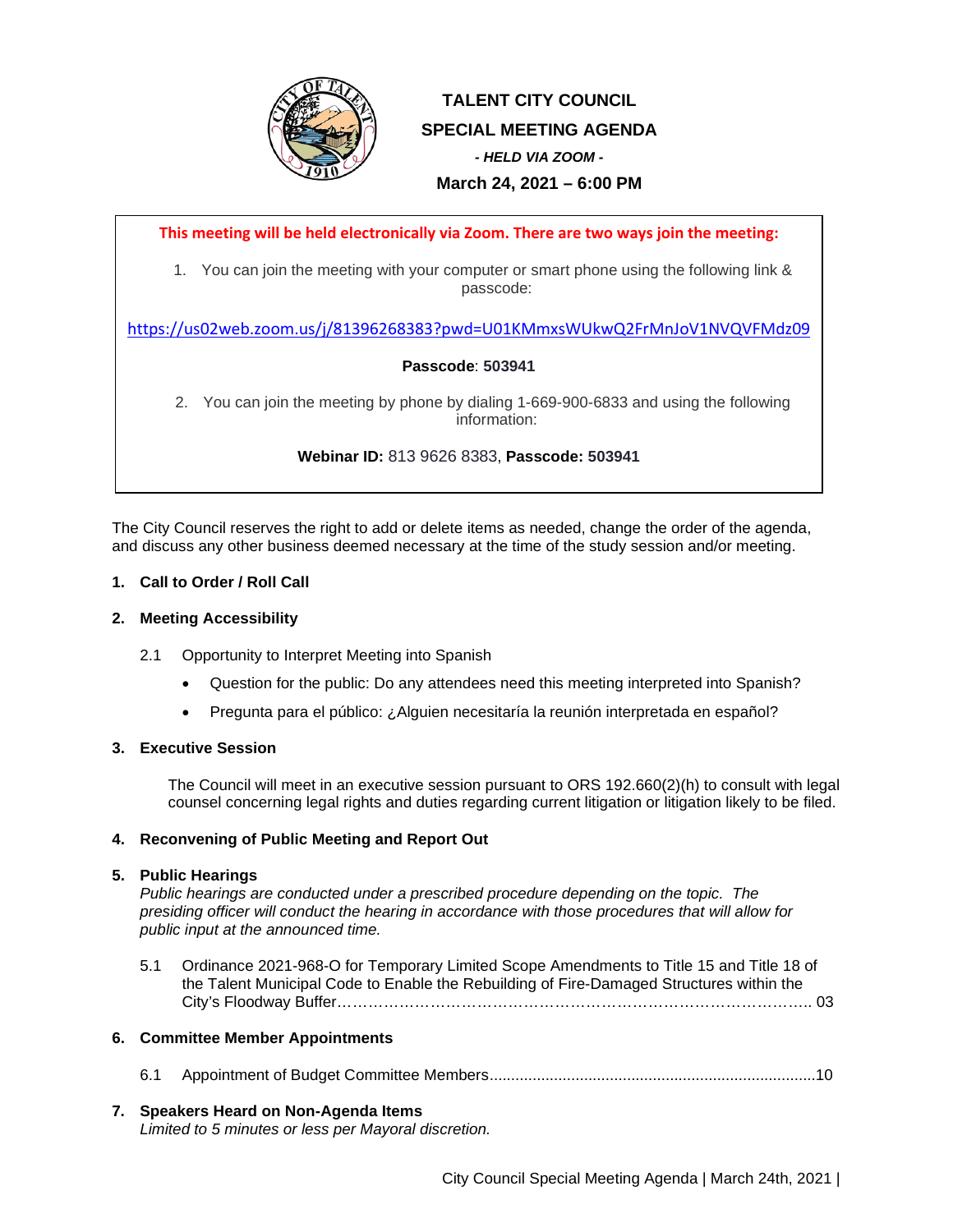# TALENT CITY COUNCIL
## SPECIAL MEETING AGENDA
***- HELD VIA ZOOM -***
**March 24, 2021 – 6:00 PM**

**This meeting will be held electronically via Zoom. There are two ways join the meeting:**

1. You can join the meeting with your computer or smart phone using the following link & passcode:

https://us02web.zoom.us/j/81396268383?pwd=U01KMmxsWUkwQ2FrMnJoV1NVQVFMdz09

**Passcode**: **503941**

2. You can join the meeting by phone by dialing 1-669-900-6833 and using the following information:

**Webinar ID:** 813 9626 8383, **Passcode: 503941**

The City Council reserves the right to add or delete items as needed, change the order of the agenda, and discuss any other business deemed necessary at the time of the study session and/or meeting.

**1. Call to Order / Roll Call**

**2. Meeting Accessibility**

2.1 Opportunity to Interpret Meeting into Spanish

- Question for the public: Do any attendees need this meeting interpreted into Spanish?
- Pregunta para el público: ¿Alguien necesitaría la reunión interpretada en español?

**3. Executive Session**

The Council will meet in an executive session pursuant to ORS 192.660(2)(h) to consult with legal counsel concerning legal rights and duties regarding current litigation or litigation likely to be filed.

**4. Reconvening of Public Meeting and Report Out**

**5. Public Hearings**
*Public hearings are conducted under a prescribed procedure depending on the topic. The presiding officer will conduct the hearing in accordance with those procedures that will allow for public input at the announced time.*

5.1 Ordinance 2021-968-O for Temporary Limited Scope Amendments to Title 15 and Title 18 of the Talent Municipal Code to Enable the Rebuilding of Fire-Damaged Structures within the City's Floodway Buffer……………………………………………………………………………….. 03

**6. Committee Member Appointments**

6.1 Appointment of Budget Committee Members..........................................................................10

**7. Speakers Heard on Non-Agenda Items**
*Limited to 5 minutes or less per Mayoral discretion.*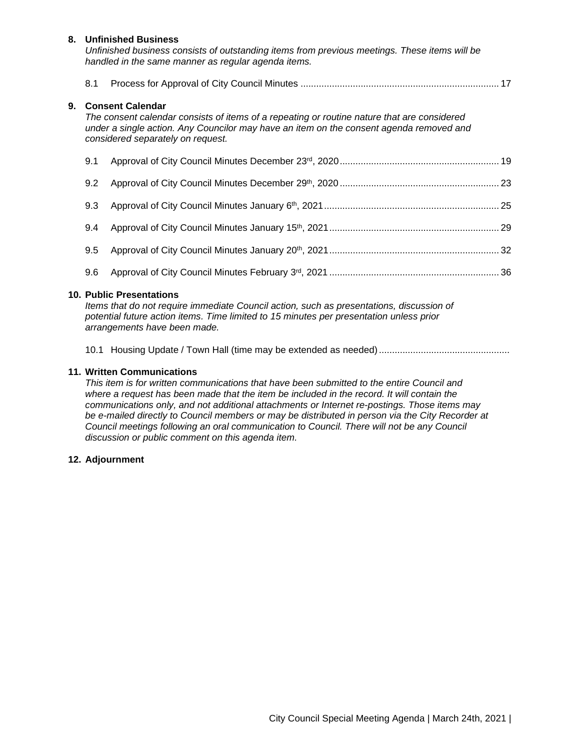## 8. Unfinished Business

*Unfinished business consists of outstanding items from previous meetings. These items will be handled in the same manner as regular agenda items.*

8.1 Process for Approval of City Council Minutes ........................................................................... 17

## 9. Consent Calendar

*The consent calendar consists of items of a repeating or routine nature that are considered under a single action. Any Councilor may have an item on the consent agenda removed and considered separately on request.*

9.1 Approval of City Council Minutes December 23rd, 2020 ............................................................ 19

9.2 Approval of City Council Minutes December 29th, 2020 ............................................................ 23

9.3 Approval of City Council Minutes January 6th, 2021 .................................................................. 25

9.4 Approval of City Council Minutes January 15th, 2021 ................................................................ 29

9.5 Approval of City Council Minutes January 20th, 2021 ................................................................ 32

9.6 Approval of City Council Minutes February 3rd, 2021 ................................................................ 36

## 10. Public Presentations

*Items that do not require immediate Council action, such as presentations, discussion of potential future action items. Time limited to 15 minutes per presentation unless prior arrangements have been made.*

10.1 Housing Update / Town Hall (time may be extended as needed) .................................................

## 11. Written Communications

*This item is for written communications that have been submitted to the entire Council and where a request has been made that the item be included in the record. It will contain the communications only, and not additional attachments or Internet re-postings. Those items may be e-mailed directly to Council members or may be distributed in person via the City Recorder at Council meetings following an oral communication to Council. There will not be any Council discussion or public comment on this agenda item.*

## 12. Adjournment